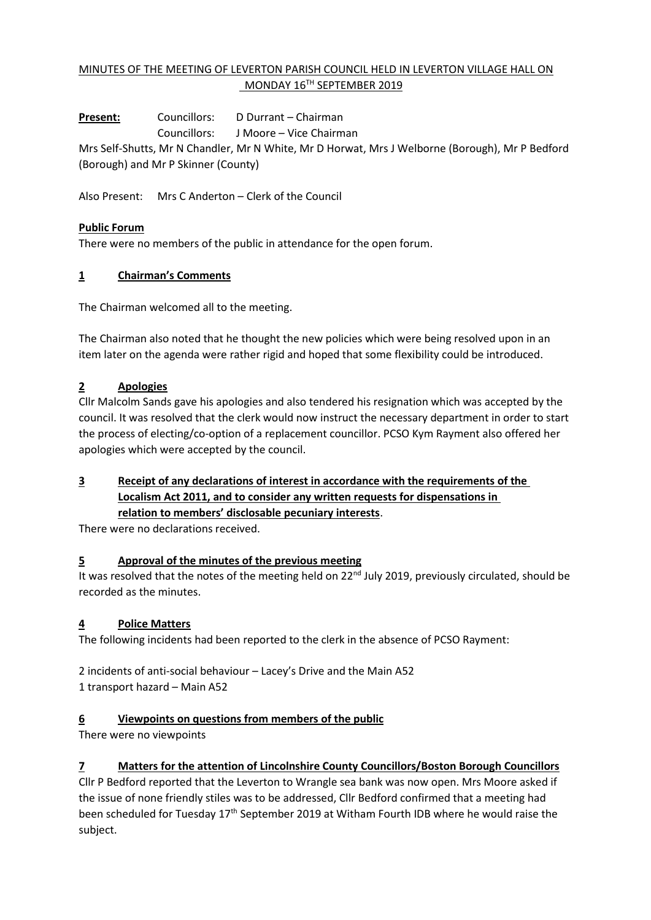MINUTES OF THE MEETING OF LEVERTON PARISH COUNCIL HELD IN LEVERTON VILLAGE HALL ON MONDAY 16TH SEPTEMBER 2019

**Present:** Councillors: D Durrant – Chairman
Councillors: J Moore – Vice Chairman
Mrs Self-Shutts, Mr N Chandler, Mr N White, Mr D Horwat, Mrs J Welborne (Borough), Mr P Bedford (Borough) and Mr P Skinner (County)

Also Present: Mrs C Anderton – Clerk of the Council

**Public Forum**

There were no members of the public in attendance for the open forum.

## 1 Chairman's Comments

The Chairman welcomed all to the meeting.

The Chairman also noted that he thought the new policies which were being resolved upon in an item later on the agenda were rather rigid and hoped that some flexibility could be introduced.

## 2 Apologies

Cllr Malcolm Sands gave his apologies and also tendered his resignation which was accepted by the council. It was resolved that the clerk would now instruct the necessary department in order to start the process of electing/co-option of a replacement councillor. PCSO Kym Rayment also offered her apologies which were accepted by the council.

## 3 Receipt of any declarations of interest in accordance with the requirements of the Localism Act 2011, and to consider any written requests for dispensations in relation to members' disclosable pecuniary interests.

There were no declarations received.

## 5 Approval of the minutes of the previous meeting

It was resolved that the notes of the meeting held on 22nd July 2019, previously circulated, should be recorded as the minutes.

## 4 Police Matters

The following incidents had been reported to the clerk in the absence of PCSO Rayment:

2 incidents of anti-social behaviour – Lacey's Drive and the Main A52
1 transport hazard – Main A52

## 6 Viewpoints on questions from members of the public

There were no viewpoints

## 7 Matters for the attention of Lincolnshire County Councillors/Boston Borough Councillors

Cllr P Bedford reported that the Leverton to Wrangle sea bank was now open. Mrs Moore asked if the issue of none friendly stiles was to be addressed, Cllr Bedford confirmed that a meeting had been scheduled for Tuesday 17th September 2019 at Witham Fourth IDB where he would raise the subject.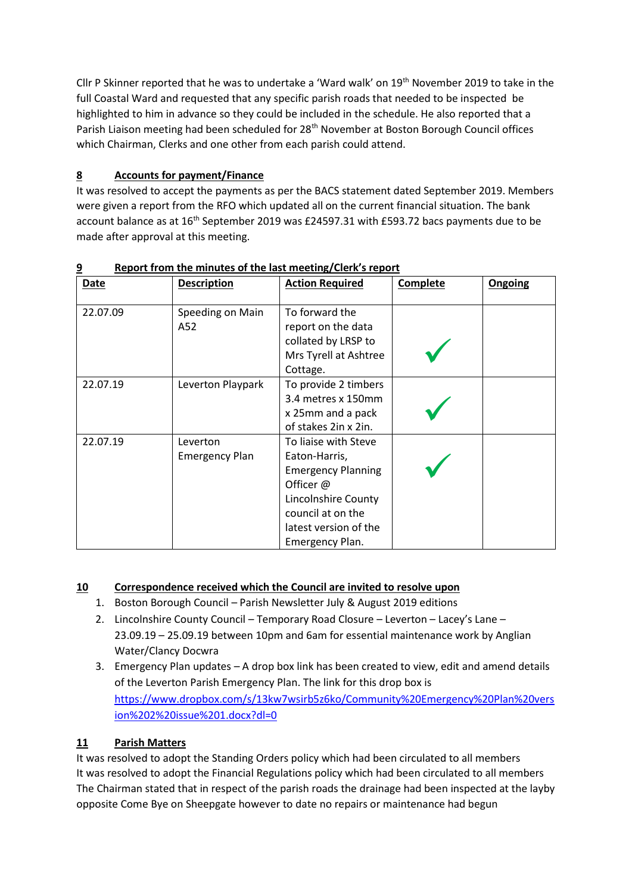Cllr P Skinner reported that he was to undertake a 'Ward walk' on 19th November 2019 to take in the full Coastal Ward and requested that any specific parish roads that needed to be inspected be highlighted to him in advance so they could be included in the schedule. He also reported that a Parish Liaison meeting had been scheduled for 28th November at Boston Borough Council offices which Chairman, Clerks and one other from each parish could attend.

## 8 Accounts for payment/Finance

It was resolved to accept the payments as per the BACS statement dated September 2019. Members were given a report from the RFO which updated all on the current financial situation. The bank account balance as at 16th September 2019 was £24597.31 with £593.72 bacs payments due to be made after approval at this meeting.

## 9 Report from the minutes of the last meeting/Clerk's report

| Date | Description | Action Required | Complete | Ongoing |
|---|---|---|---|---|
| 22.07.09 | Speeding on Main A52 | To forward the report on the data collated by LRSP to Mrs Tyrell at Ashtree Cottage. | ✓ | |
| 22.07.19 | Leverton Playpark | To provide 2 timbers 3.4 metres x 150mm x 25mm and a pack of stakes 2in x 2in. | ✓ | |
| 22.07.19 | Leverton Emergency Plan | To liaise with Steve Eaton-Harris, Emergency Planning Officer @ Lincolnshire County council at on the latest version of the Emergency Plan. | ✓ | |

## 10 Correspondence received which the Council are invited to resolve upon

1. Boston Borough Council – Parish Newsletter July & August 2019 editions
2. Lincolnshire County Council – Temporary Road Closure – Leverton – Lacey's Lane – 23.09.19 – 25.09.19 between 10pm and 6am for essential maintenance work by Anglian Water/Clancy Docwra
3. Emergency Plan updates – A drop box link has been created to view, edit and amend details of the Leverton Parish Emergency Plan. The link for this drop box is https://www.dropbox.com/s/13kw7wsirb5z6ko/Community%20Emergency%20Plan%20version%202%20issue%201.docx?dl=0

## 11 Parish Matters

It was resolved to adopt the Standing Orders policy which had been circulated to all members
It was resolved to adopt the Financial Regulations policy which had been circulated to all members
The Chairman stated that in respect of the parish roads the drainage had been inspected at the layby opposite Come Bye on Sheepgate however to date no repairs or maintenance had begun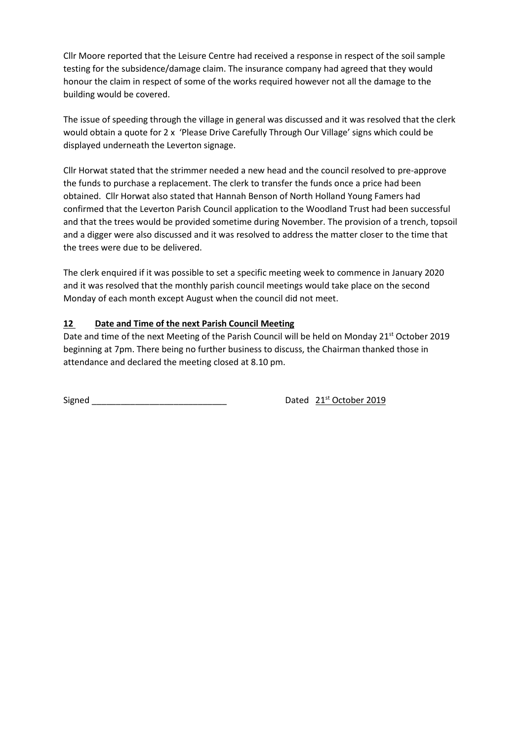Cllr Moore reported that the Leisure Centre had received a response in respect of the soil sample testing for the subsidence/damage claim. The insurance company had agreed that they would honour the claim in respect of some of the works required however not all the damage to the building would be covered.

The issue of speeding through the village in general was discussed and it was resolved that the clerk would obtain a quote for 2 x 'Please Drive Carefully Through Our Village' signs which could be displayed underneath the Leverton signage.

Cllr Horwat stated that the strimmer needed a new head and the council resolved to pre-approve the funds to purchase a replacement. The clerk to transfer the funds once a price had been obtained. Cllr Horwat also stated that Hannah Benson of North Holland Young Famers had confirmed that the Leverton Parish Council application to the Woodland Trust had been successful and that the trees would be provided sometime during November. The provision of a trench, topsoil and a digger were also discussed and it was resolved to address the matter closer to the time that the trees were due to be delivered.

The clerk enquired if it was possible to set a specific meeting week to commence in January 2020 and it was resolved that the monthly parish council meetings would take place on the second Monday of each month except August when the council did not meet.

## 12 Date and Time of the next Parish Council Meeting

Date and time of the next Meeting of the Parish Council will be held on Monday 21st October 2019 beginning at 7pm. There being no further business to discuss, the Chairman thanked those in attendance and declared the meeting closed at 8.10 pm.

Signed ____________________________ Dated 21st October 2019